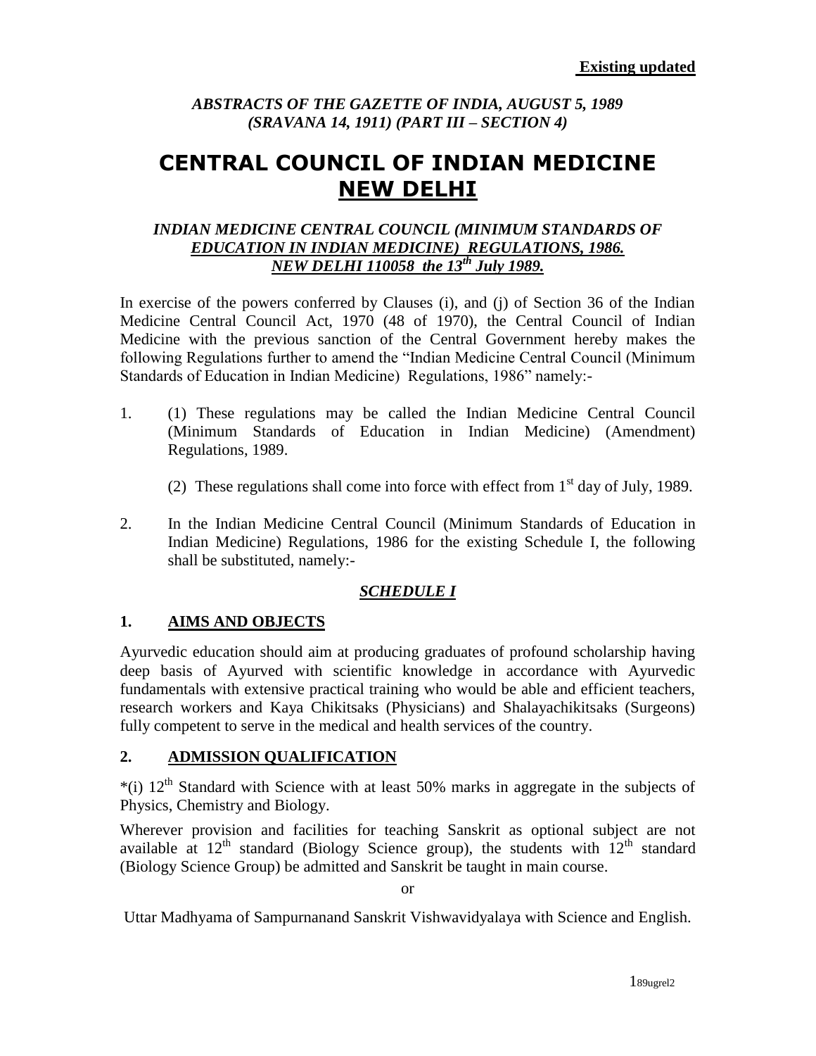**Existing updated**

***ABSTRACTS OF THE GAZETTE OF INDIA, AUGUST 5, 1989 (SRAVANA 14, 1911) (PART III – SECTION 4)***

# CENTRAL COUNCIL OF INDIAN MEDICINE NEW DELHI

***INDIAN MEDICINE CENTRAL COUNCIL (MINIMUM STANDARDS OF EDUCATION IN INDIAN MEDICINE) REGULATIONS, 1986. NEW DELHI 110058 the 13th July 1989.***

In exercise of the powers conferred by Clauses (i), and (j) of Section 36 of the Indian Medicine Central Council Act, 1970 (48 of 1970), the Central Council of Indian Medicine with the previous sanction of the Central Government hereby makes the following Regulations further to amend the "Indian Medicine Central Council (Minimum Standards of Education in Indian Medicine) Regulations, 1986" namely:-

1. (1) These regulations may be called the Indian Medicine Central Council (Minimum Standards of Education in Indian Medicine) (Amendment) Regulations, 1989.

   (2) These regulations shall come into force with effect from 1st day of July, 1989.

2. In the Indian Medicine Central Council (Minimum Standards of Education in Indian Medicine) Regulations, 1986 for the existing Schedule I, the following shall be substituted, namely:-

## ***SCHEDULE I***

### 1. AIMS AND OBJECTS

Ayurvedic education should aim at producing graduates of profound scholarship having deep basis of Ayurved with scientific knowledge in accordance with Ayurvedic fundamentals with extensive practical training who would be able and efficient teachers, research workers and Kaya Chikitsaks (Physicians) and Shalayachikitsaks (Surgeons) fully competent to serve in the medical and health services of the country.

### 2. ADMISSION QUALIFICATION

*(i) 12th Standard with Science with at least 50% marks in aggregate in the subjects of Physics, Chemistry and Biology.

Wherever provision and facilities for teaching Sanskrit as optional subject are not available at 12th standard (Biology Science group), the students with 12th standard (Biology Science Group) be admitted and Sanskrit be taught in main course.

or

Uttar Madhyama of Sampurnanand Sanskrit Vishwavidyalaya with Science and English.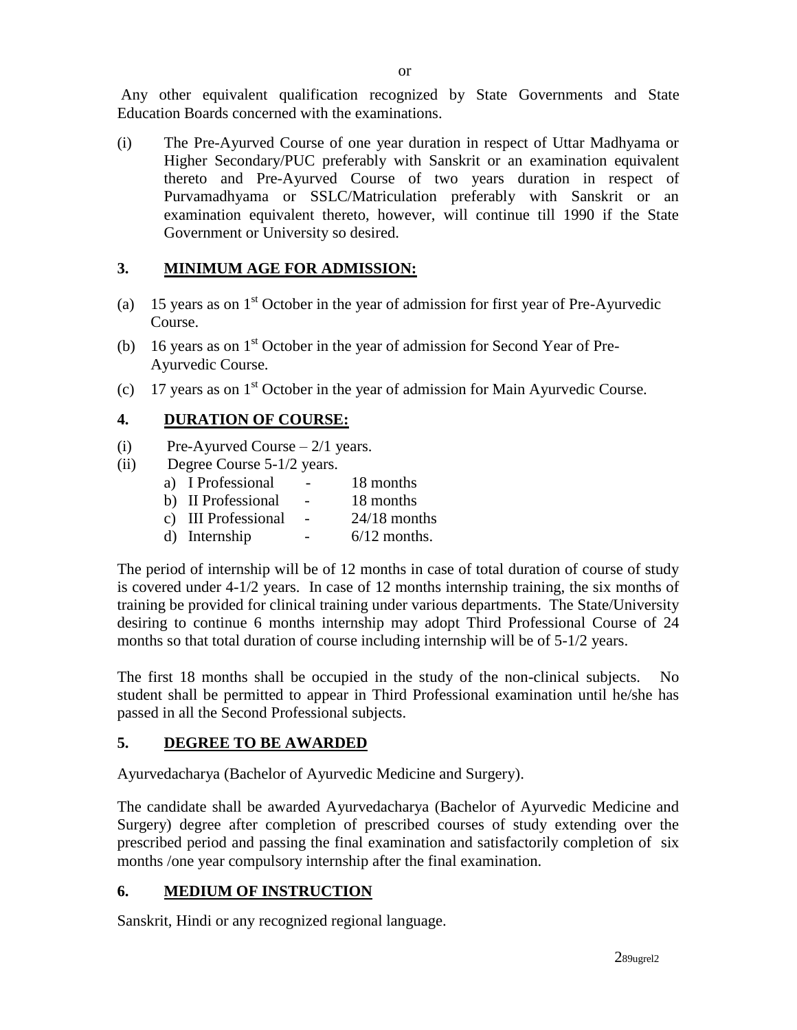or

Any other equivalent qualification recognized by State Governments and State Education Boards concerned with the examinations.

(i) The Pre-Ayurved Course of one year duration in respect of Uttar Madhyama or Higher Secondary/PUC preferably with Sanskrit or an examination equivalent thereto and Pre-Ayurved Course of two years duration in respect of Purvamadhyama or SSLC/Matriculation preferably with Sanskrit or an examination equivalent thereto, however, will continue till 1990 if the State Government or University so desired.

## 3. MINIMUM AGE FOR ADMISSION:

(a) 15 years as on 1st October in the year of admission for first year of Pre-Ayurvedic Course.

(b) 16 years as on 1st October in the year of admission for Second Year of Pre-Ayurvedic Course.

(c) 17 years as on 1st October in the year of admission for Main Ayurvedic Course.

## 4. DURATION OF COURSE:

(i) Pre-Ayurved Course – 2/1 years.

(ii) Degree Course 5-1/2 years.

- a) I Professional - 18 months
- b) II Professional - 18 months
- c) III Professional - 24/18 months
- d) Internship - 6/12 months.

The period of internship will be of 12 months in case of total duration of course of study is covered under 4-1/2 years. In case of 12 months internship training, the six months of training be provided for clinical training under various departments. The State/University desiring to continue 6 months internship may adopt Third Professional Course of 24 months so that total duration of course including internship will be of 5-1/2 years.

The first 18 months shall be occupied in the study of the non-clinical subjects. No student shall be permitted to appear in Third Professional examination until he/she has passed in all the Second Professional subjects.

## 5. DEGREE TO BE AWARDED

Ayurvedacharya (Bachelor of Ayurvedic Medicine and Surgery).

The candidate shall be awarded Ayurvedacharya (Bachelor of Ayurvedic Medicine and Surgery) degree after completion of prescribed courses of study extending over the prescribed period and passing the final examination and satisfactorily completion of six months /one year compulsory internship after the final examination.

## 6. MEDIUM OF INSTRUCTION

Sanskrit, Hindi or any recognized regional language.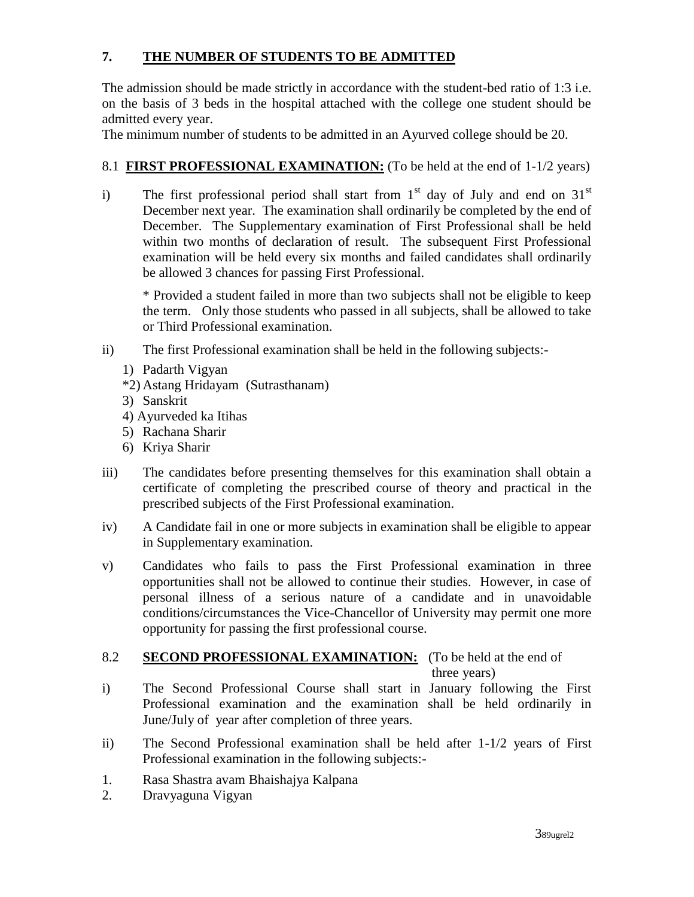## 7. THE NUMBER OF STUDENTS TO BE ADMITTED

The admission should be made strictly in accordance with the student-bed ratio of 1:3 i.e. on the basis of 3 beds in the hospital attached with the college one student should be admitted every year.

The minimum number of students to be admitted in an Ayurved college should be 20.

### 8.1 FIRST PROFESSIONAL EXAMINATION: (To be held at the end of 1-1/2 years)

i) The first professional period shall start from 1st day of July and end on 31st December next year. The examination shall ordinarily be completed by the end of December. The Supplementary examination of First Professional shall be held within two months of declaration of result. The subsequent First Professional examination will be held every six months and failed candidates shall ordinarily be allowed 3 chances for passing First Professional.

   * Provided a student failed in more than two subjects shall not be eligible to keep the term. Only those students who passed in all subjects, shall be allowed to take or Third Professional examination.

ii) The first Professional examination shall be held in the following subjects:-

   1) Padarth Vigyan
   *2) Astang Hridayam (Sutrasthanam)
   3) Sanskrit
   4) Ayurveded ka Itihas
   5) Rachana Sharir
   6) Kriya Sharir

iii) The candidates before presenting themselves for this examination shall obtain a certificate of completing the prescribed course of theory and practical in the prescribed subjects of the First Professional examination.

iv) A Candidate fail in one or more subjects in examination shall be eligible to appear in Supplementary examination.

v) Candidates who fails to pass the First Professional examination in three opportunities shall not be allowed to continue their studies. However, in case of personal illness of a serious nature of a candidate and in unavoidable conditions/circumstances the Vice-Chancellor of University may permit one more opportunity for passing the first professional course.

### 8.2 SECOND PROFESSIONAL EXAMINATION: (To be held at the end of three years)

i) The Second Professional Course shall start in January following the First Professional examination and the examination shall be held ordinarily in June/July of year after completion of three years.

ii) The Second Professional examination shall be held after 1-1/2 years of First Professional examination in the following subjects:-

1. Rasa Shastra avam Bhaishajya Kalpana
2. Dravyaguna Vigyan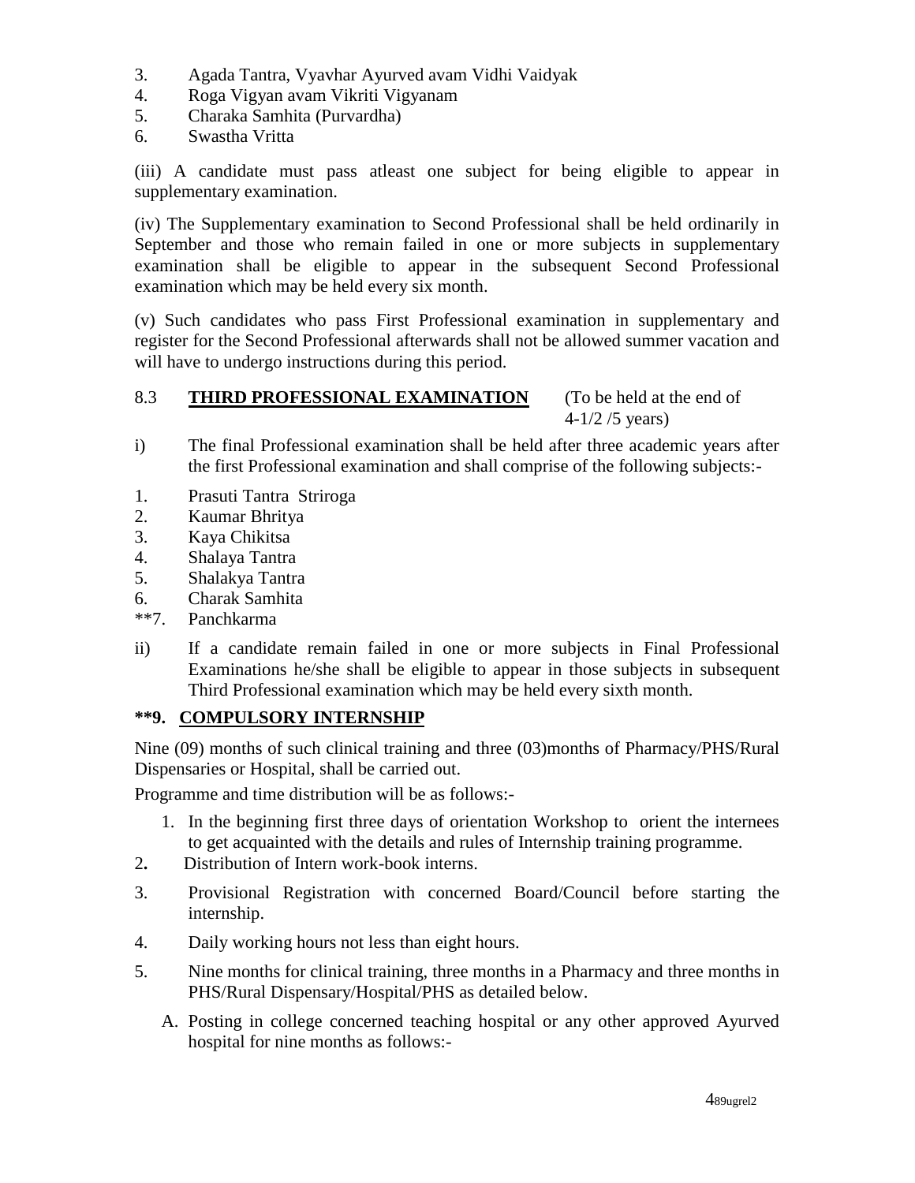3. Agada Tantra, Vyavhar Ayurved avam Vidhi Vaidyak
4. Roga Vigyan avam Vikriti Vigyanam
5. Charaka Samhita (Purvardha)
6. Swastha Vritta

(iii) A candidate must pass atleast one subject for being eligible to appear in supplementary examination.

(iv) The Supplementary examination to Second Professional shall be held ordinarily in September and those who remain failed in one or more subjects in supplementary examination shall be eligible to appear in the subsequent Second Professional examination which may be held every six month.

(v) Such candidates who pass First Professional examination in supplementary and register for the Second Professional afterwards shall not be allowed summer vacation and will have to undergo instructions during this period.

### 8.3 **<u>THIRD PROFESSIONAL EXAMINATION</u>** (To be held at the end of 4-1/2 /5 years)

i) The final Professional examination shall be held after three academic years after the first Professional examination and shall comprise of the following subjects:-

1. Prasuti Tantra Striroga
2. Kaumar Bhritya
3. Kaya Chikitsa
4. Shalaya Tantra
5. Shalakya Tantra
6. Charak Samhita

**7. Panchkarma

ii) If a candidate remain failed in one or more subjects in Final Professional Examinations he/she shall be eligible to appear in those subjects in subsequent Third Professional examination which may be held every sixth month.

## **9. <u>COMPULSORY INTERNSHIP</u>

Nine (09) months of such clinical training and three (03)months of Pharmacy/PHS/Rural Dispensaries or Hospital, shall be carried out.

Programme and time distribution will be as follows:-

1. In the beginning first three days of orientation Workshop to orient the internees to get acquainted with the details and rules of Internship training programme.
2. Distribution of Intern work-book interns.
3. Provisional Registration with concerned Board/Council before starting the internship.
4. Daily working hours not less than eight hours.
5. Nine months for clinical training, three months in a Pharmacy and three months in PHS/Rural Dispensary/Hospital/PHS as detailed below.

   A. Posting in college concerned teaching hospital or any other approved Ayurved hospital for nine months as follows:-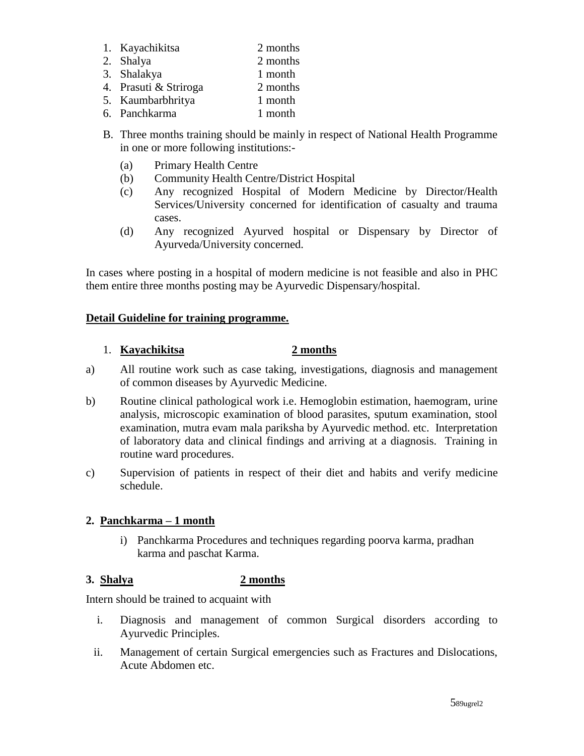1. Kayachikitsa 2 months
2. Shalya 2 months
3. Shalakya 1 month
4. Prasuti & Striroga 2 months
5. Kaumbarbhritya 1 month
6. Panchkarma 1 month

B. Three months training should be mainly in respect of National Health Programme in one or more following institutions:-

   (a) Primary Health Centre
   (b) Community Health Centre/District Hospital
   (c) Any recognized Hospital of Modern Medicine by Director/Health Services/University concerned for identification of casualty and trauma cases.
   (d) Any recognized Ayurved hospital or Dispensary by Director of Ayurveda/University concerned.

In cases where posting in a hospital of modern medicine is not feasible and also in PHC them entire three months posting may be Ayurvedic Dispensary/hospital.

**Detail Guideline for training programme.**

1. **Kayachikitsa 2 months**

a) All routine work such as case taking, investigations, diagnosis and management of common diseases by Ayurvedic Medicine.

b) Routine clinical pathological work i.e. Hemoglobin estimation, haemogram, urine analysis, microscopic examination of blood parasites, sputum examination, stool examination, mutra evam mala pariksha by Ayurvedic method. etc. Interpretation of laboratory data and clinical findings and arriving at a diagnosis. Training in routine ward procedures.

c) Supervision of patients in respect of their diet and habits and verify medicine schedule.

**2. Panchkarma – 1 month**

i) Panchkarma Procedures and techniques regarding poorva karma, pradhan karma and paschat Karma.

**3. Shalya 2 months**

Intern should be trained to acquaint with

i. Diagnosis and management of common Surgical disorders according to Ayurvedic Principles.

ii. Management of certain Surgical emergencies such as Fractures and Dislocations, Acute Abdomen etc.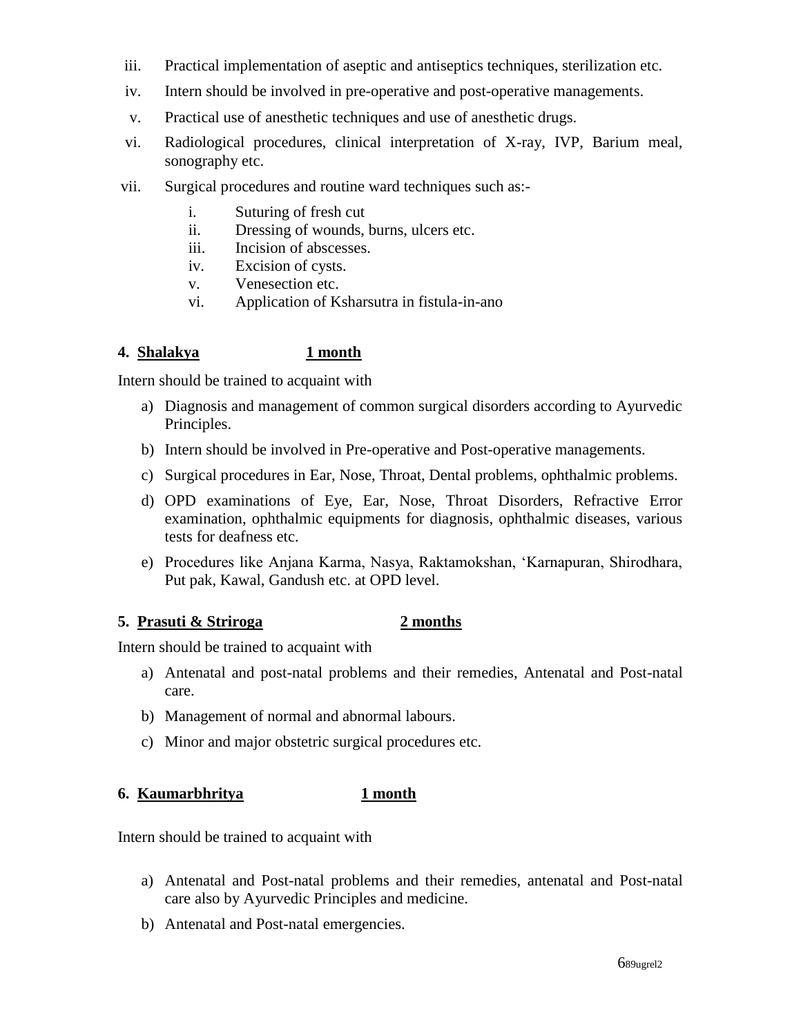iii. Practical implementation of aseptic and antiseptics techniques, sterilization etc.

iv. Intern should be involved in pre-operative and post-operative managements.

v. Practical use of anesthetic techniques and use of anesthetic drugs.

vi. Radiological procedures, clinical interpretation of X-ray, IVP, Barium meal, sonography etc.

vii. Surgical procedures and routine ward techniques such as:-

   i. Suturing of fresh cut
   ii. Dressing of wounds, burns, ulcers etc.
   iii. Incision of abscesses.
   iv. Excision of cysts.
   v. Venesection etc.
   vi. Application of Ksharsutra in fistula-in-ano

**4. Shalakya 1 month**

Intern should be trained to acquaint with

a) Diagnosis and management of common surgical disorders according to Ayurvedic Principles.

b) Intern should be involved in Pre-operative and Post-operative managements.

c) Surgical procedures in Ear, Nose, Throat, Dental problems, ophthalmic problems.

d) OPD examinations of Eye, Ear, Nose, Throat Disorders, Refractive Error examination, ophthalmic equipments for diagnosis, ophthalmic diseases, various tests for deafness etc.

e) Procedures like Anjana Karma, Nasya, Raktamokshan, 'Karnapuran, Shirodhara, Put pak, Kawal, Gandush etc. at OPD level.

**5. Prasuti & Striroga 2 months**

Intern should be trained to acquaint with

a) Antenatal and post-natal problems and their remedies, Antenatal and Post-natal care.

b) Management of normal and abnormal labours.

c) Minor and major obstetric surgical procedures etc.

**6. Kaumarbhritya 1 month**

Intern should be trained to acquaint with

a) Antenatal and Post-natal problems and their remedies, antenatal and Post-natal care also by Ayurvedic Principles and medicine.

b) Antenatal and Post-natal emergencies.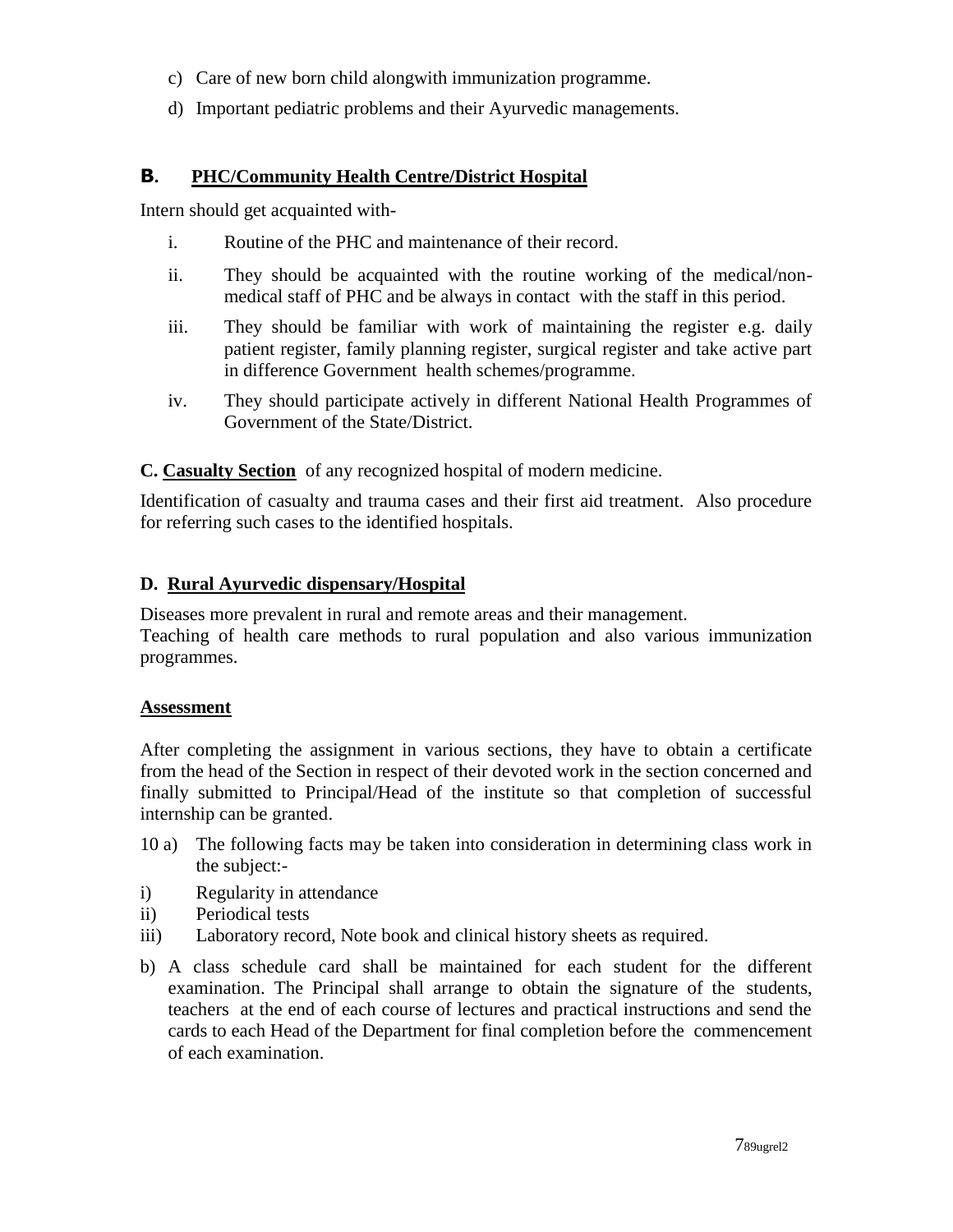c) Care of new born child alongwith immunization programme.

d) Important pediatric problems and their Ayurvedic managements.

**B. PHC/Community Health Centre/District Hospital**

Intern should get acquainted with-

i. Routine of the PHC and maintenance of their record.

ii. They should be acquainted with the routine working of the medical/non-medical staff of PHC and be always in contact with the staff in this period.

iii. They should be familiar with work of maintaining the register e.g. daily patient register, family planning register, surgical register and take active part in difference Government health schemes/programme.

iv. They should participate actively in different National Health Programmes of Government of the State/District.

**C. Casualty Section** of any recognized hospital of modern medicine.

Identification of casualty and trauma cases and their first aid treatment. Also procedure for referring such cases to the identified hospitals.

**D. Rural Ayurvedic dispensary/Hospital**

Diseases more prevalent in rural and remote areas and their management.
Teaching of health care methods to rural population and also various immunization programmes.

**Assessment**

After completing the assignment in various sections, they have to obtain a certificate from the head of the Section in respect of their devoted work in the section concerned and finally submitted to Principal/Head of the institute so that completion of successful internship can be granted.

10 a) The following facts may be taken into consideration in determining class work in the subject:-

i) Regularity in attendance
ii) Periodical tests
iii) Laboratory record, Note book and clinical history sheets as required.

b) A class schedule card shall be maintained for each student for the different examination. The Principal shall arrange to obtain the signature of the students, teachers at the end of each course of lectures and practical instructions and send the cards to each Head of the Department for final completion before the commencement of each examination.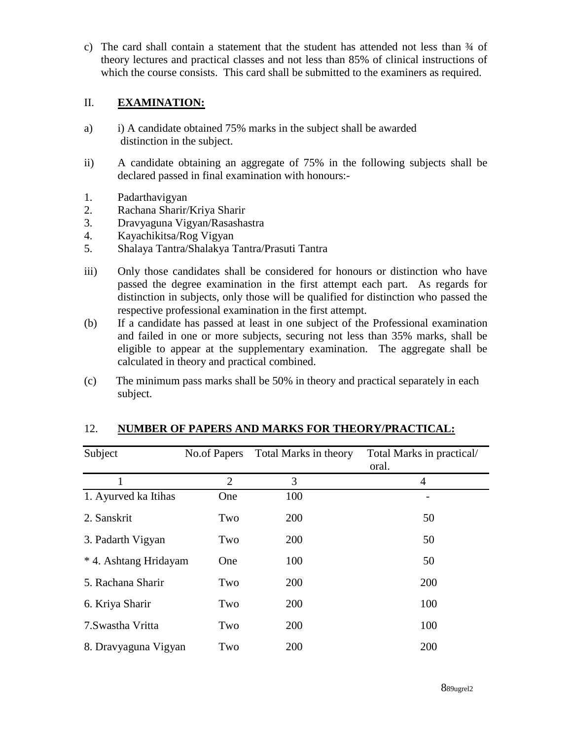c) The card shall contain a statement that the student has attended not less than ¾ of theory lectures and practical classes and not less than 85% of clinical instructions of which the course consists. This card shall be submitted to the examiners as required.

## II. **EXAMINATION:**

a) i) A candidate obtained 75% marks in the subject shall be awarded distinction in the subject.

ii) A candidate obtaining an aggregate of 75% in the following subjects shall be declared passed in final examination with honours:-

1. Padarthavigyan
2. Rachana Sharir/Kriya Sharir
3. Dravyaguna Vigyan/Rasashastra
4. Kayachikitsa/Rog Vigyan
5. Shalaya Tantra/Shalakya Tantra/Prasuti Tantra

iii) Only those candidates shall be considered for honours or distinction who have passed the degree examination in the first attempt each part. As regards for distinction in subjects, only those will be qualified for distinction who passed the respective professional examination in the first attempt.

(b) If a candidate has passed at least in one subject of the Professional examination and failed in one or more subjects, securing not less than 35% marks, shall be eligible to appear at the supplementary examination. The aggregate shall be calculated in theory and practical combined.

(c) The minimum pass marks shall be 50% in theory and practical separately in each subject.

## 12. **NUMBER OF PAPERS AND MARKS FOR THEORY/PRACTICAL:**

| Subject | No.of Papers | Total Marks in theory | Total Marks in practical/ oral. |
|---|---|---|---|
| 1 | 2 | 3 | 4 |
| 1. Ayurved ka Itihas | One | 100 | - |
| 2. Sanskrit | Two | 200 | 50 |
| 3. Padarth Vigyan | Two | 200 | 50 |
| * 4. Ashtang Hridayam | One | 100 | 50 |
| 5. Rachana Sharir | Two | 200 | 200 |
| 6. Kriya Sharir | Two | 200 | 100 |
| 7.Swastha Vritta | Two | 200 | 100 |
| 8. Dravyaguna Vigyan | Two | 200 | 200 |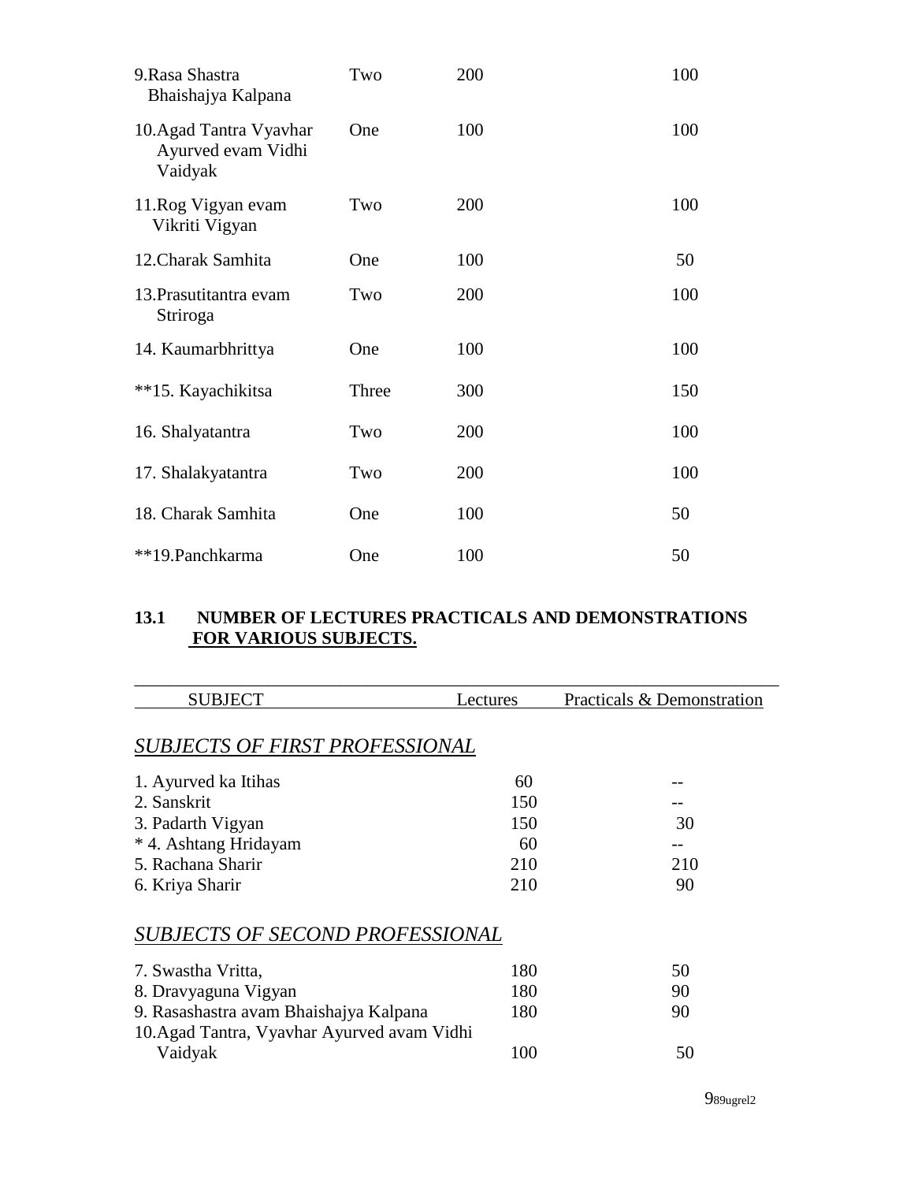| | | | |
|---|---|---|---|
| 9.Rasa Shastra Bhaishajya Kalpana | Two | 200 | 100 |
| 10.Agad Tantra Vyavhar Ayurved evam Vidhi Vaidyak | One | 100 | 100 |
| 11.Rog Vigyan evam Vikriti Vigyan | Two | 200 | 100 |
| 12.Charak Samhita | One | 100 | 50 |
| 13.Prasutitantra evam Striroga | Two | 200 | 100 |
| 14. Kaumarbhrittya | One | 100 | 100 |
| **15. Kayachikitsa | Three | 300 | 150 |
| 16. Shalyatantra | Two | 200 | 100 |
| 17. Shalakyatantra | Two | 200 | 100 |
| 18. Charak Samhita | One | 100 | 50 |
| **19.Panchkarma | One | 100 | 50 |

## 13.1 NUMBER OF LECTURES PRACTICALS AND DEMONSTRATIONS FOR VARIOUS SUBJECTS.

| SUBJECT | Lectures | Practicals & Demonstration |
|---|---|---|
| ***SUBJECTS OF FIRST PROFESSIONAL*** | | |
| 1. Ayurved ka Itihas | 60 | -- |
| 2. Sanskrit | 150 | -- |
| 3. Padarth Vigyan | 150 | 30 |
| * 4. Ashtang Hridayam | 60 | -- |
| 5. Rachana Sharir | 210 | 210 |
| 6. Kriya Sharir | 210 | 90 |
| ***SUBJECTS OF SECOND PROFESSIONAL*** | | |
| 7. Swastha Vritta, | 180 | 50 |
| 8. Dravyaguna Vigyan | 180 | 90 |
| 9. Rasashastra avam Bhaishajya Kalpana | 180 | 90 |
| 10.Agad Tantra, Vyavhar Ayurved avam Vidhi Vaidyak | 100 | 50 |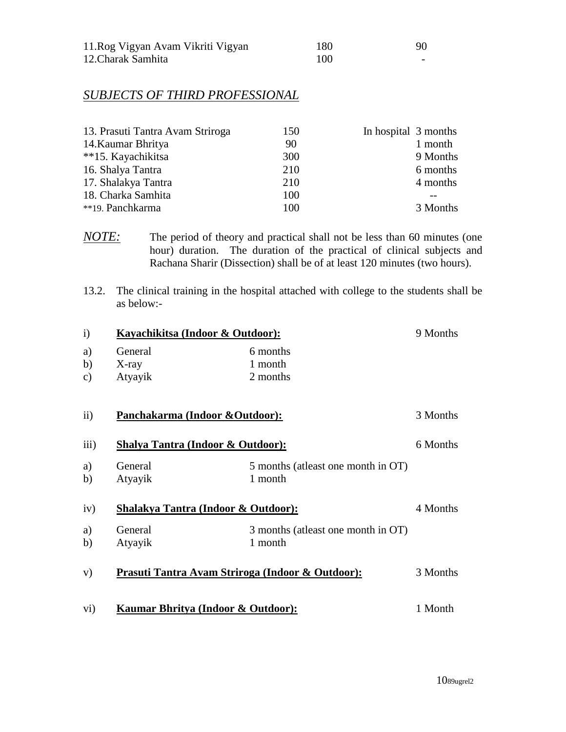| | | |
|---|---|---|
| 11.Rog Vigyan Avam Vikriti Vigyan | 180 | 90 |
| 12.Charak Samhita | 100 | - |

## *SUBJECTS OF THIRD PROFESSIONAL*

| | | |
|---|---|---|
| 13. Prasuti Tantra Avam Striroga | 150 | In hospital 3 months |
| 14.Kaumar Bhritya | 90 | 1 month |
| **15. Kayachikitsa | 300 | 9 Months |
| 16. Shalya Tantra | 210 | 6 months |
| 17. Shalakya Tantra | 210 | 4 months |
| 18. Charka Samhita | 100 | -- |
| **19. Panchkarma | 100 | 3 Months |

*NOTE:* The period of theory and practical shall not be less than 60 minutes (one hour) duration. The duration of the practical of clinical subjects and Rachana Sharir (Dissection) shall be of at least 120 minutes (two hours).

13.2. The clinical training in the hospital attached with college to the students shall be as below:-

i) **Kayachikitsa (Indoor & Outdoor):** 9 Months

a) General — 6 months
b) X-ray — 1 month
c) Atyayik — 2 months

ii) **Panchakarma (Indoor &Outdoor):** 3 Months

iii) **Shalya Tantra (Indoor & Outdoor):** 6 Months

a) General — 5 months (atleast one month in OT)
b) Atyayik — 1 month

iv) **Shalakya Tantra (Indoor & Outdoor):** 4 Months

a) General — 3 months (atleast one month in OT)
b) Atyayik — 1 month

v) **Prasuti Tantra Avam Striroga (Indoor & Outdoor):** 3 Months

vi) **Kaumar Bhritya (Indoor & Outdoor):** 1 Month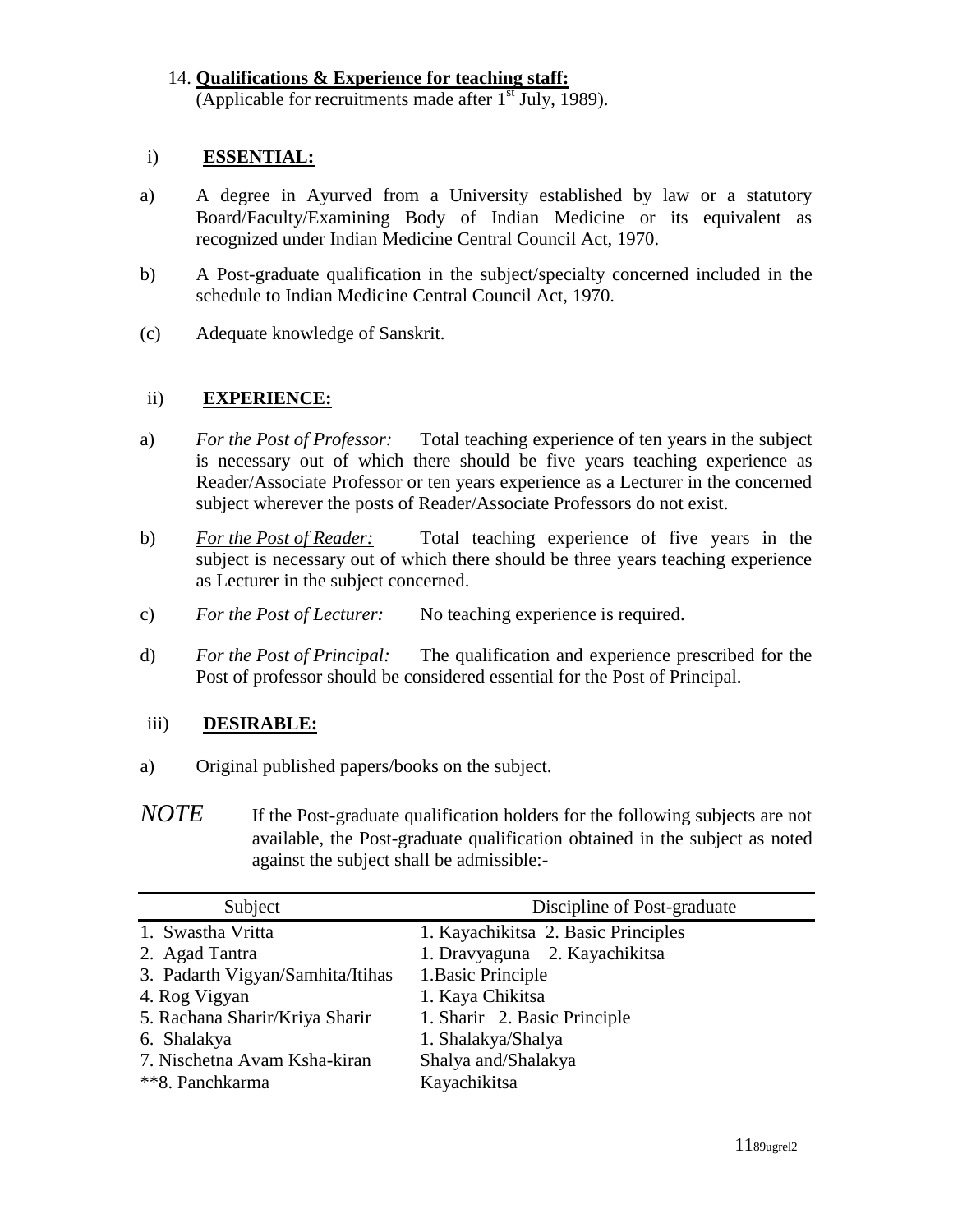14. **Qualifications & Experience for teaching staff:**
(Applicable for recruitments made after 1st July, 1989).

i) **ESSENTIAL:**

a) A degree in Ayurved from a University established by law or a statutory Board/Faculty/Examining Body of Indian Medicine or its equivalent as recognized under Indian Medicine Central Council Act, 1970.

b) A Post-graduate qualification in the subject/specialty concerned included in the schedule to Indian Medicine Central Council Act, 1970.

(c) Adequate knowledge of Sanskrit.

ii) **EXPERIENCE:**

a) *For the Post of Professor:* Total teaching experience of ten years in the subject is necessary out of which there should be five years teaching experience as Reader/Associate Professor or ten years experience as a Lecturer in the concerned subject wherever the posts of Reader/Associate Professors do not exist.

b) *For the Post of Reader:* Total teaching experience of five years in the subject is necessary out of which there should be three years teaching experience as Lecturer in the subject concerned.

c) *For the Post of Lecturer:* No teaching experience is required.

d) *For the Post of Principal:* The qualification and experience prescribed for the Post of professor should be considered essential for the Post of Principal.

iii) **DESIRABLE:**

a) Original published papers/books on the subject.

*NOTE* If the Post-graduate qualification holders for the following subjects are not available, the Post-graduate qualification obtained in the subject as noted against the subject shall be admissible:-

| Subject | Discipline of Post-graduate |
|---|---|
| 1. Swastha Vritta | 1. Kayachikitsa 2. Basic Principles |
| 2. Agad Tantra | 1. Dravyaguna 2. Kayachikitsa |
| 3. Padarth Vigyan/Samhita/Itihas | 1.Basic Principle |
| 4. Rog Vigyan | 1. Kaya Chikitsa |
| 5. Rachana Sharir/Kriya Sharir | 1. Sharir 2. Basic Principle |
| 6. Shalakya | 1. Shalakya/Shalya |
| 7. Nischetna Avam Ksha-kiran | Shalya and/Shalakya |
| **8. Panchkarma | Kayachikitsa |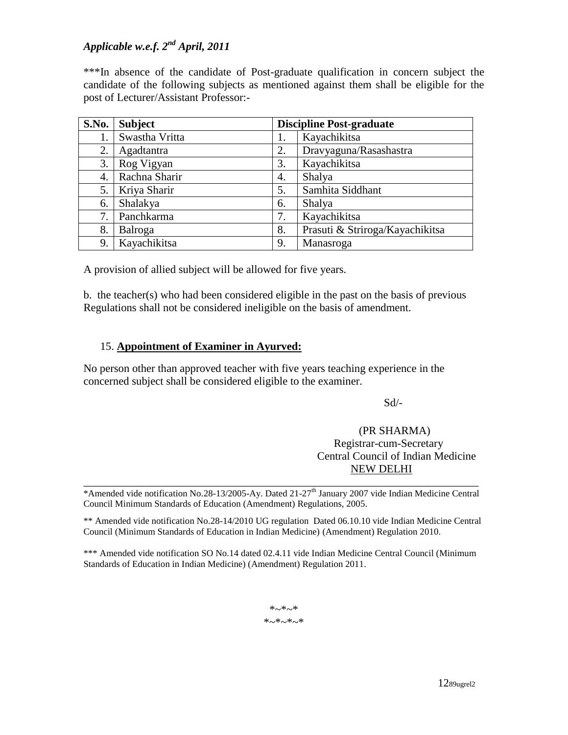*Applicable w.e.f. 2nd April, 2011*

***In absence of the candidate of Post-graduate qualification in concern subject the candidate of the following subjects as mentioned against them shall be eligible for the post of Lecturer/Assistant Professor:-

| S.No. | Subject | Discipline Post-graduate | |
|---|---|---|---|
| 1. | Swastha Vritta | 1. | Kayachikitsa |
| 2. | Agadtantra | 2. | Dravyaguna/Rasashastra |
| 3. | Rog Vigyan | 3. | Kayachikitsa |
| 4. | Rachna Sharir | 4. | Shalya |
| 5. | Kriya Sharir | 5. | Samhita Siddhant |
| 6. | Shalakya | 6. | Shalya |
| 7. | Panchkarma | 7. | Kayachikitsa |
| 8. | Balroga | 8. | Prasuti & Striroga/Kayachikitsa |
| 9. | Kayachikitsa | 9. | Manasroga |

A provision of allied subject will be allowed for five years.

b. the teacher(s) who had been considered eligible in the past on the basis of previous Regulations shall not be considered ineligible on the basis of amendment.

15. **Appointment of Examiner in Ayurved:**

No person other than approved teacher with five years teaching experience in the concerned subject shall be considered eligible to the examiner.

Sd/-

(PR SHARMA)
Registrar-cum-Secretary
Central Council of Indian Medicine
NEW DELHI

---

*Amended vide notification No.28-13/2005-Ay. Dated 21-27th January 2007 vide Indian Medicine Central Council Minimum Standards of Education (Amendment) Regulations, 2005.

** Amended vide notification No.28-14/2010 UG regulation Dated 06.10.10 vide Indian Medicine Central Council (Minimum Standards of Education in Indian Medicine) (Amendment) Regulation 2010.

*** Amended vide notification SO No.14 dated 02.4.11 vide Indian Medicine Central Council (Minimum Standards of Education in Indian Medicine) (Amendment) Regulation 2011.

*~*~*

*~*~*~*